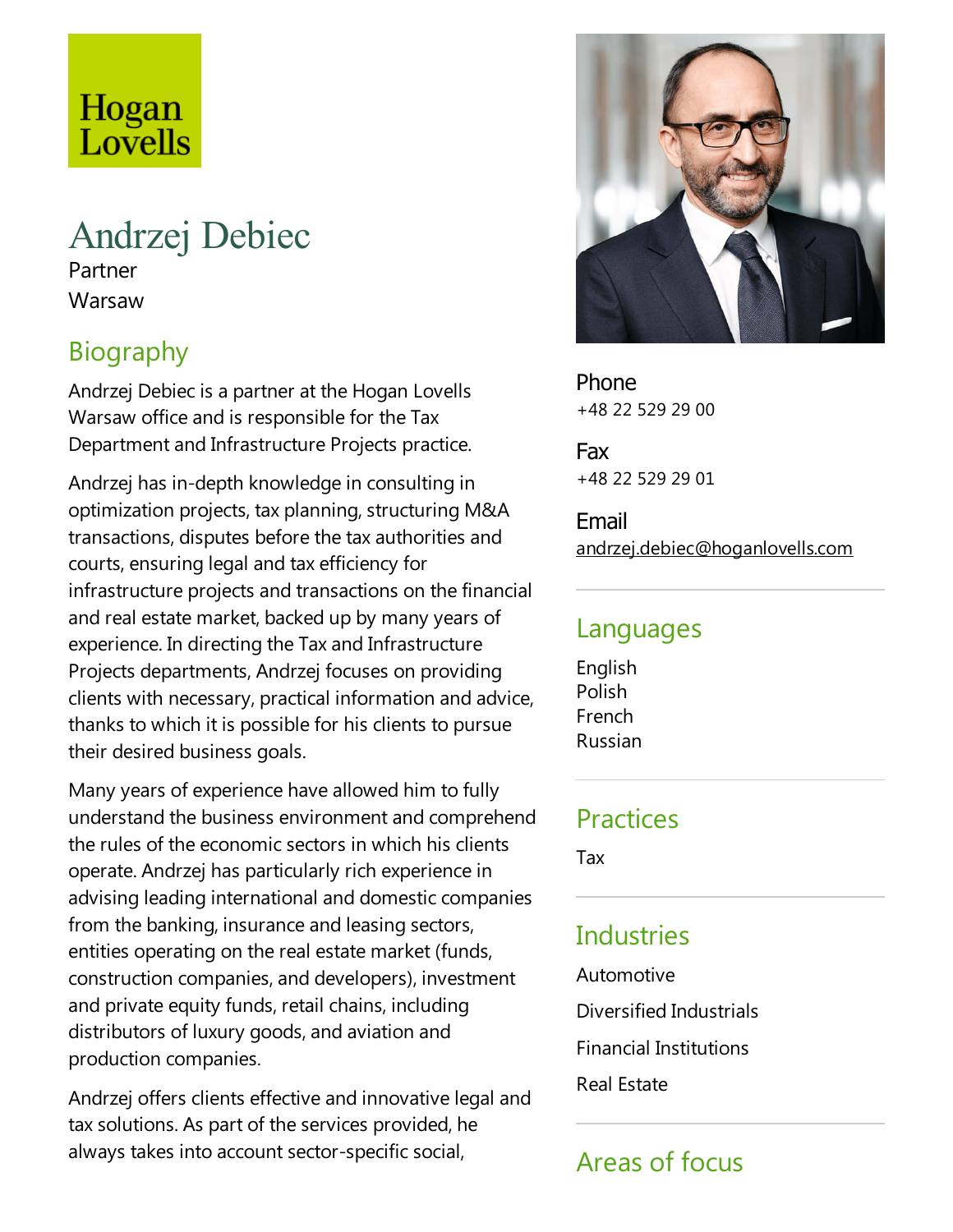Hogan Lovells

# Andrzej Debiec

Partner

Warsaw

## Biography

Andrzej Debiec is a partner at the Hogan Lovells Warsaw office and is responsible for the Tax Department and Infrastructure Projects practice.

Andrzej has in-depth knowledge in consulting in optimization projects, tax planning, structuring M&A transactions, disputes before the tax authorities and courts, ensuring legal and tax efficiency for infrastructure projects and transactions on the financial and real estate market, backed up by many years of experience. In directing the Tax and Infrastructure Projects departments, Andrzej focuses on providing clients with necessary, practical information and advice, thanks to which it is possible for his clients to pursue their desired business goals.

Many years of experience have allowed him to fully understand the business environment and comprehend the rules of the economic sectors in which his clients operate. Andrzej has particularly rich experience in advising leading international and domestic companies from the banking, insurance and leasing sectors, entities operating on the real estate market (funds, construction companies, and developers), investment and private equity funds, retail chains, including distributors of luxury goods, and aviation and production companies.

Andrzej offers clients effective and innovative legal and tax solutions. As part of the services provided, he always takes into account sector-specific social,

Phone
+48 22 529 29 00

Fax
+48 22 529 29 01

Email
andrzej.debiec@hoganlovells.com

## Languages

English
Polish
French
Russian

## Practices

Tax

## Industries

Automotive

Diversified Industrials

Financial Institutions

Real Estate

## Areas of focus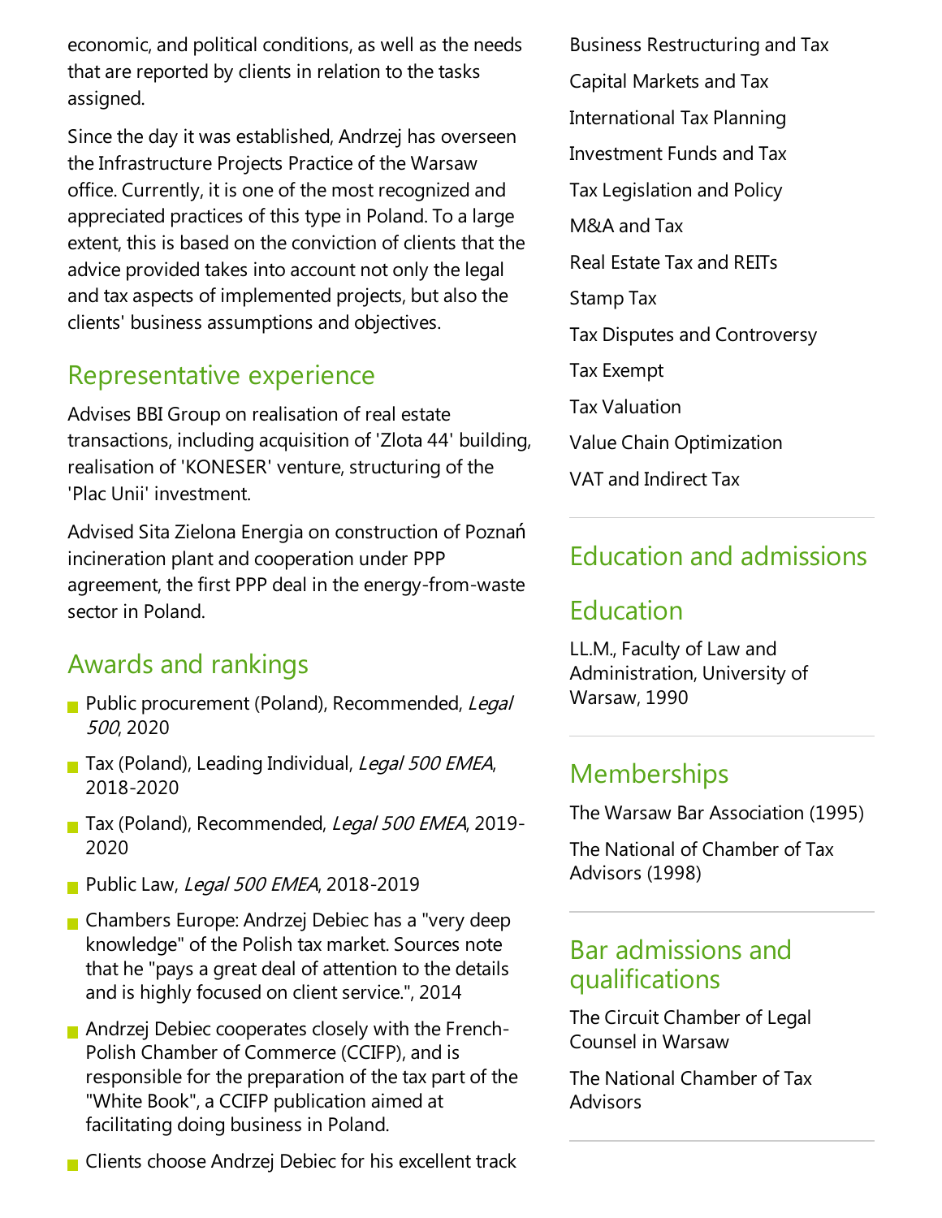economic, and political conditions, as well as the needs that are reported by clients in relation to the tasks assigned.

Since the day it was established, Andrzej has overseen the Infrastructure Projects Practice of the Warsaw office. Currently, it is one of the most recognized and appreciated practices of this type in Poland. To a large extent, this is based on the conviction of clients that the advice provided takes into account not only the legal and tax aspects of implemented projects, but also the clients' business assumptions and objectives.

## Representative experience

Advises BBI Group on realisation of real estate transactions, including acquisition of 'Zlota 44' building, realisation of 'KONESER' venture, structuring of the 'Plac Unii' investment.

Advised Sita Zielona Energia on construction of Poznań incineration plant and cooperation under PPP agreement, the first PPP deal in the energy-from-waste sector in Poland.

## Awards and rankings

- Public procurement (Poland), Recommended, *Legal 500*, 2020
- Tax (Poland), Leading Individual, *Legal 500 EMEA*, 2018-2020
- Tax (Poland), Recommended, *Legal 500 EMEA*, 2019-2020
- Public Law, *Legal 500 EMEA*, 2018-2019
- Chambers Europe: Andrzej Debiec has a "very deep knowledge" of the Polish tax market. Sources note that he "pays a great deal of attention to the details and is highly focused on client service.", 2014
- Andrzej Debiec cooperates closely with the French-Polish Chamber of Commerce (CCIFP), and is responsible for the preparation of the tax part of the "White Book", a CCIFP publication aimed at facilitating doing business in Poland.
- Clients choose Andrzej Debiec for his excellent track

Business Restructuring and Tax

Capital Markets and Tax

International Tax Planning

Investment Funds and Tax

Tax Legislation and Policy

M&A and Tax

Real Estate Tax and REITs

Stamp Tax

Tax Disputes and Controversy

Tax Exempt

Tax Valuation

Value Chain Optimization

VAT and Indirect Tax

## Education and admissions

## Education

LL.M., Faculty of Law and Administration, University of Warsaw, 1990

## Memberships

The Warsaw Bar Association (1995)

The National of Chamber of Tax Advisors (1998)

## Bar admissions and qualifications

The Circuit Chamber of Legal Counsel in Warsaw

The National Chamber of Tax Advisors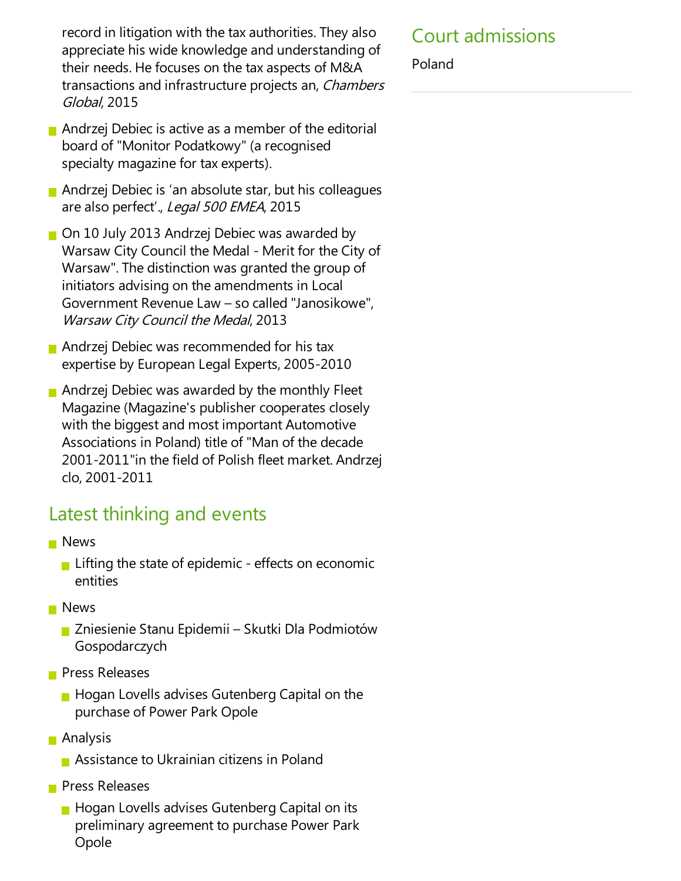record in litigation with the tax authorities. They also appreciate his wide knowledge and understanding of their needs. He focuses on the tax aspects of M&A transactions and infrastructure projects an, *Chambers Global*, 2015

- Andrzej Debiec is active as a member of the editorial board of "Monitor Podatkowy" (a recognised specialty magazine for tax experts).
- Andrzej Debiec is 'an absolute star, but his colleagues are also perfect'., *Legal 500 EMEA*, 2015
- On 10 July 2013 Andrzej Debiec was awarded by Warsaw City Council the Medal - Merit for the City of Warsaw". The distinction was granted the group of initiators advising on the amendments in Local Government Revenue Law – so called "Janosikowe", *Warsaw City Council the Medal*, 2013
- Andrzej Debiec was recommended for his tax expertise by European Legal Experts, 2005-2010
- Andrzej Debiec was awarded by the monthly Fleet Magazine (Magazine's publisher cooperates closely with the biggest and most important Automotive Associations in Poland) title of "Man of the decade 2001-2011"in the field of Polish fleet market. Andrzej clo, 2001-2011

## Latest thinking and events

- News
  - Lifting the state of epidemic - effects on economic entities
- News
  - Zniesienie Stanu Epidemii – Skutki Dla Podmiotów Gospodarczych
- Press Releases
  - Hogan Lovells advises Gutenberg Capital on the purchase of Power Park Opole
- Analysis
  - Assistance to Ukrainian citizens in Poland
- Press Releases
  - Hogan Lovells advises Gutenberg Capital on its preliminary agreement to purchase Power Park Opole

## Court admissions

Poland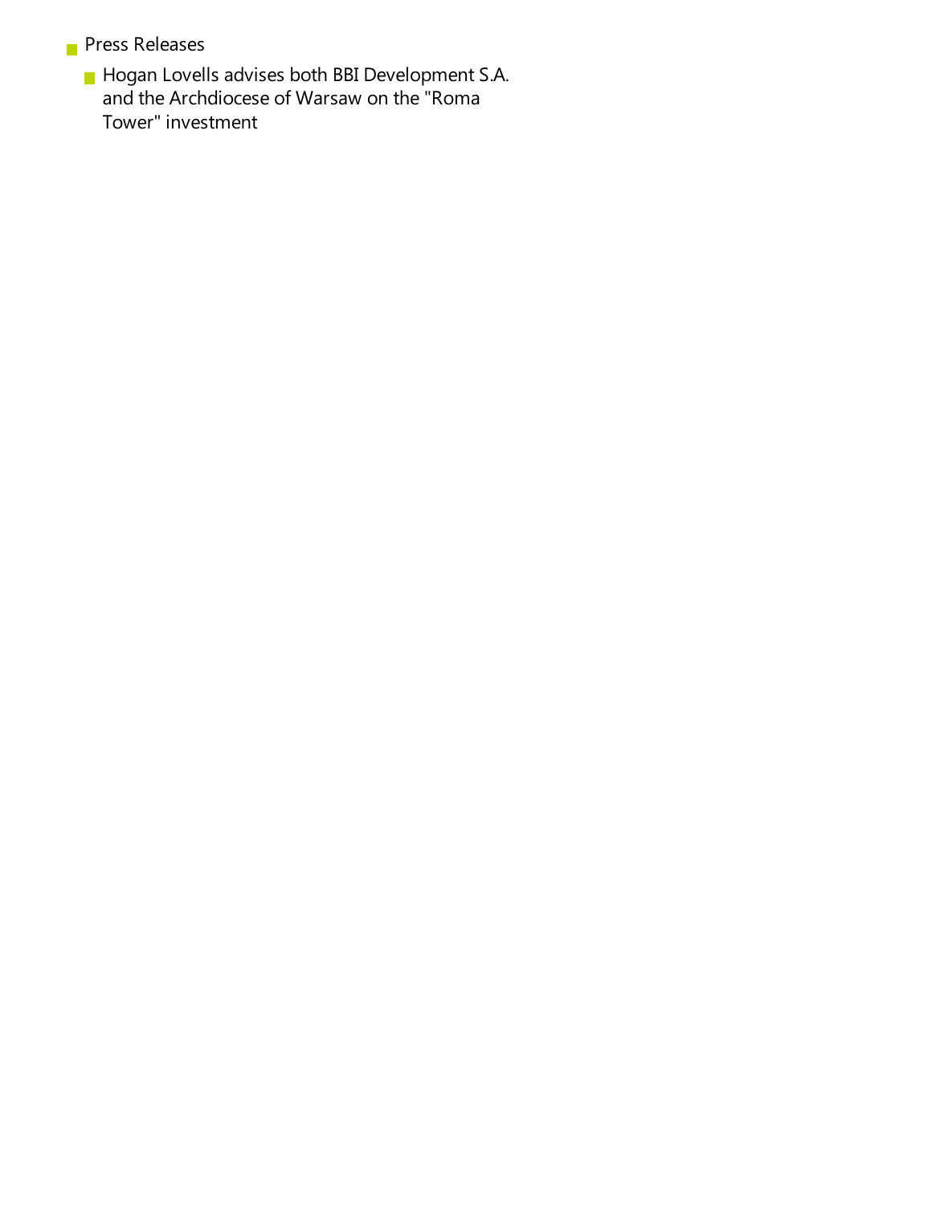- Press Releases
  - Hogan Lovells advises both BBI Development S.A. and the Archdiocese of Warsaw on the "Roma Tower" investment